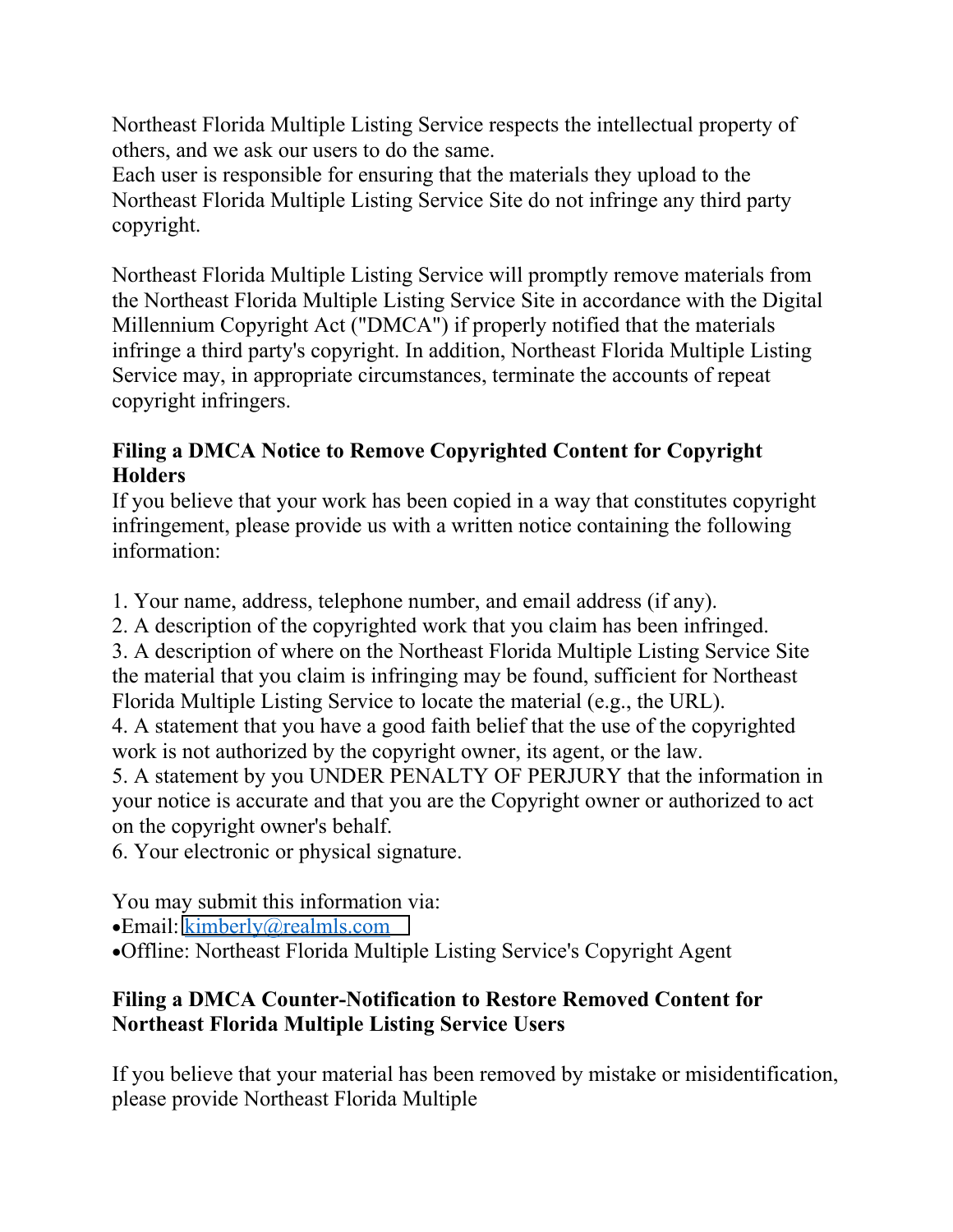Northeast Florida Multiple Listing Service respects the intellectual property of others, and we ask our users to do the same.
Each user is responsible for ensuring that the materials they upload to the Northeast Florida Multiple Listing Service Site do not infringe any third party copyright.

Northeast Florida Multiple Listing Service will promptly remove materials from the Northeast Florida Multiple Listing Service Site in accordance with the Digital Millennium Copyright Act ("DMCA") if properly notified that the materials infringe a third party's copyright. In addition, Northeast Florida Multiple Listing Service may, in appropriate circumstances, terminate the accounts of repeat copyright infringers.

**Filing a DMCA Notice to Remove Copyrighted Content for Copyright Holders**

If you believe that your work has been copied in a way that constitutes copyright infringement, please provide us with a written notice containing the following information:

1. Your name, address, telephone number, and email address (if any).
2. A description of the copyrighted work that you claim has been infringed.
3. A description of where on the Northeast Florida Multiple Listing Service Site the material that you claim is infringing may be found, sufficient for Northeast Florida Multiple Listing Service to locate the material (e.g., the URL).
4. A statement that you have a good faith belief that the use of the copyrighted work is not authorized by the copyright owner, its agent, or the law.
5. A statement by you UNDER PENALTY OF PERJURY that the information in your notice is accurate and that you are the Copyright owner or authorized to act on the copyright owner's behalf.
6. Your electronic or physical signature.

You may submit this information via:

- Email: [kimberly@realmls.com](mailto:kimberly@realmls.com)
- Offline: Northeast Florida Multiple Listing Service's Copyright Agent

**Filing a DMCA Counter-Notification to Restore Removed Content for Northeast Florida Multiple Listing Service Users**

If you believe that your material has been removed by mistake or misidentification, please provide Northeast Florida Multiple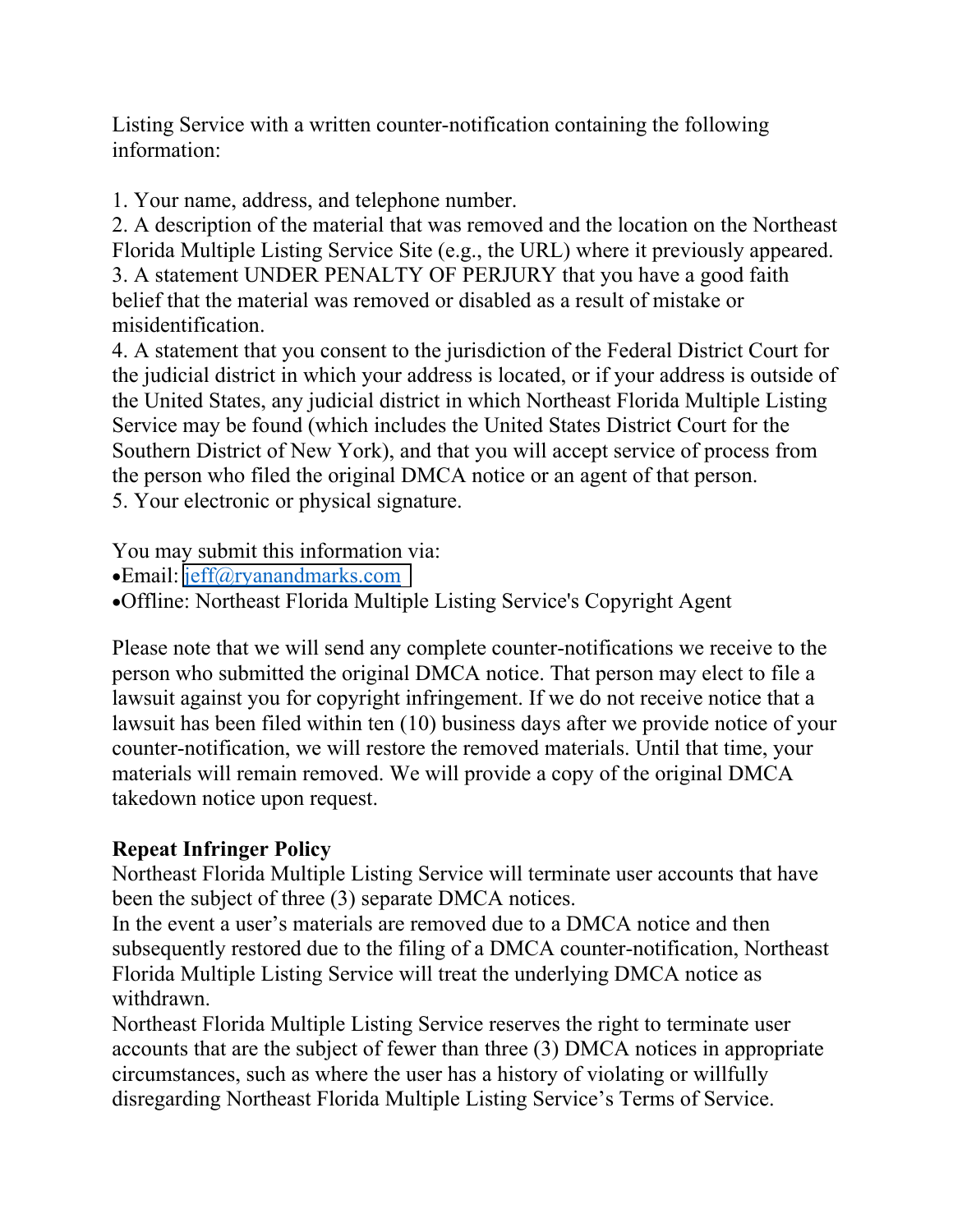Listing Service with a written counter-notification containing the following information:

1. Your name, address, and telephone number.
2. A description of the material that was removed and the location on the Northeast Florida Multiple Listing Service Site (e.g., the URL) where it previously appeared.
3. A statement UNDER PENALTY OF PERJURY that you have a good faith belief that the material was removed or disabled as a result of mistake or misidentification.
4. A statement that you consent to the jurisdiction of the Federal District Court for the judicial district in which your address is located, or if your address is outside of the United States, any judicial district in which Northeast Florida Multiple Listing Service may be found (which includes the United States District Court for the Southern District of New York), and that you will accept service of process from the person who filed the original DMCA notice or an agent of that person.
5. Your electronic or physical signature.

You may submit this information via:

- Email: jeff@ryanandmarks.com
- Offline: Northeast Florida Multiple Listing Service's Copyright Agent

Please note that we will send any complete counter-notifications we receive to the person who submitted the original DMCA notice. That person may elect to file a lawsuit against you for copyright infringement. If we do not receive notice that a lawsuit has been filed within ten (10) business days after we provide notice of your counter-notification, we will restore the removed materials. Until that time, your materials will remain removed. We will provide a copy of the original DMCA takedown notice upon request.

**Repeat Infringer Policy**

Northeast Florida Multiple Listing Service will terminate user accounts that have been the subject of three (3) separate DMCA notices.

In the event a user's materials are removed due to a DMCA notice and then subsequently restored due to the filing of a DMCA counter-notification, Northeast Florida Multiple Listing Service will treat the underlying DMCA notice as withdrawn.

Northeast Florida Multiple Listing Service reserves the right to terminate user accounts that are the subject of fewer than three (3) DMCA notices in appropriate circumstances, such as where the user has a history of violating or willfully disregarding Northeast Florida Multiple Listing Service's Terms of Service.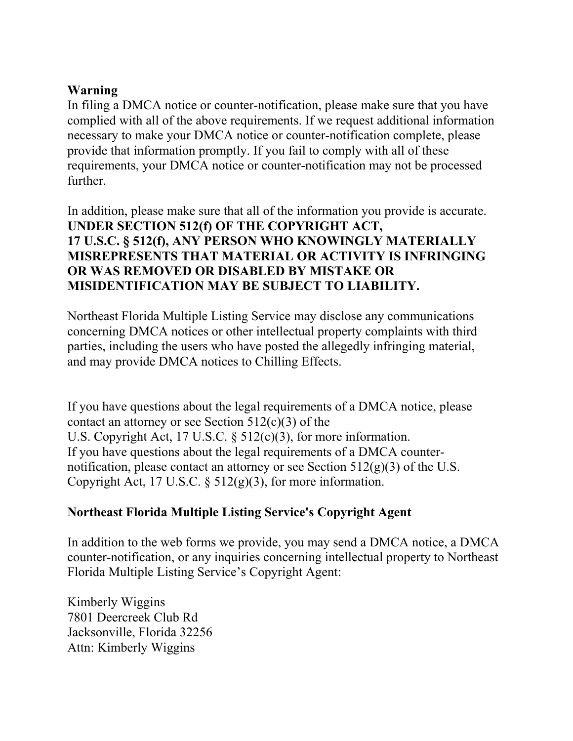**Warning**

In filing a DMCA notice or counter-notification, please make sure that you have complied with all of the above requirements. If we request additional information necessary to make your DMCA notice or counter-notification complete, please provide that information promptly. If you fail to comply with all of these requirements, your DMCA notice or counter-notification may not be processed further.

In addition, please make sure that all of the information you provide is accurate. **UNDER SECTION 512(f) OF THE COPYRIGHT ACT, 17 U.S.C. § 512(f), ANY PERSON WHO KNOWINGLY MATERIALLY MISREPRESENTS THAT MATERIAL OR ACTIVITY IS INFRINGING OR WAS REMOVED OR DISABLED BY MISTAKE OR MISIDENTIFICATION MAY BE SUBJECT TO LIABILITY.**

Northeast Florida Multiple Listing Service may disclose any communications concerning DMCA notices or other intellectual property complaints with third parties, including the users who have posted the allegedly infringing material, and may provide DMCA notices to Chilling Effects.

If you have questions about the legal requirements of a DMCA notice, please contact an attorney or see Section 512(c)(3) of the U.S. Copyright Act, 17 U.S.C. § 512(c)(3), for more information.
If you have questions about the legal requirements of a DMCA counter-notification, please contact an attorney or see Section 512(g)(3) of the U.S. Copyright Act, 17 U.S.C. § 512(g)(3), for more information.

**Northeast Florida Multiple Listing Service's Copyright Agent**

In addition to the web forms we provide, you may send a DMCA notice, a DMCA counter-notification, or any inquiries concerning intellectual property to Northeast Florida Multiple Listing Service's Copyright Agent:

Kimberly Wiggins
7801 Deercreek Club Rd
Jacksonville, Florida 32256
Attn: Kimberly Wiggins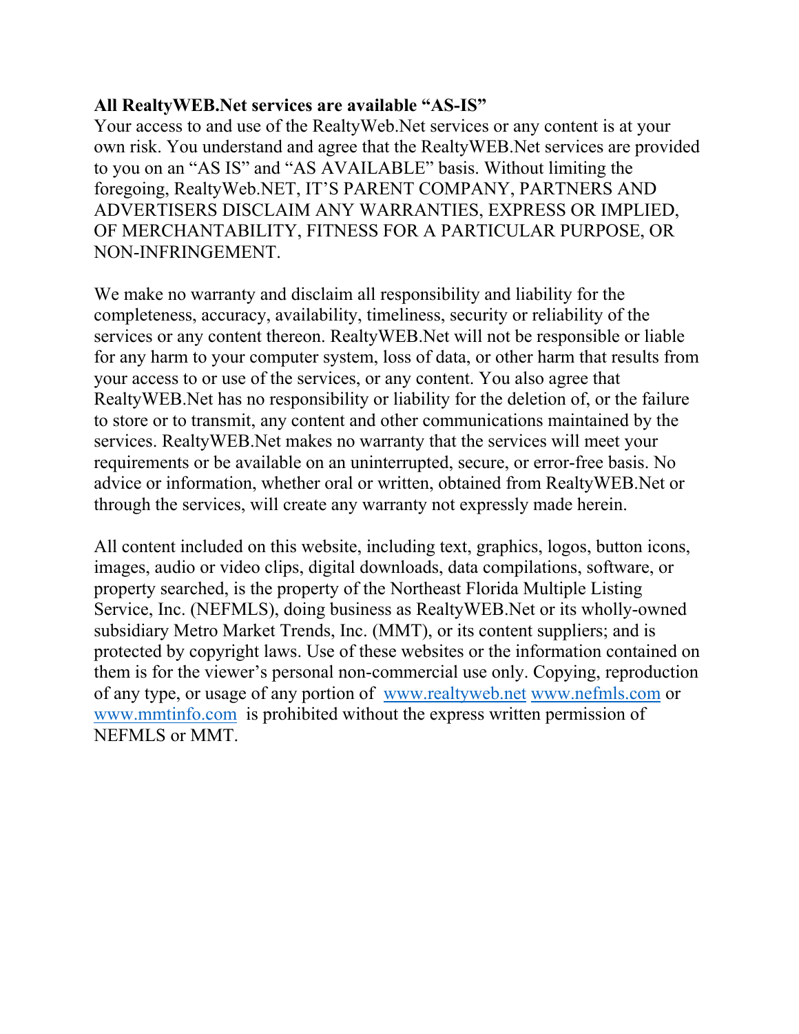**All RealtyWEB.Net services are available "AS-IS"**

Your access to and use of the RealtyWeb.Net services or any content is at your own risk. You understand and agree that the RealtyWEB.Net services are provided to you on an "AS IS" and "AS AVAILABLE" basis. Without limiting the foregoing, RealtyWeb.NET, IT'S PARENT COMPANY, PARTNERS AND ADVERTISERS DISCLAIM ANY WARRANTIES, EXPRESS OR IMPLIED, OF MERCHANTABILITY, FITNESS FOR A PARTICULAR PURPOSE, OR NON-INFRINGEMENT.

We make no warranty and disclaim all responsibility and liability for the completeness, accuracy, availability, timeliness, security or reliability of the services or any content thereon. RealtyWEB.Net will not be responsible or liable for any harm to your computer system, loss of data, or other harm that results from your access to or use of the services, or any content. You also agree that RealtyWEB.Net has no responsibility or liability for the deletion of, or the failure to store or to transmit, any content and other communications maintained by the services. RealtyWEB.Net makes no warranty that the services will meet your requirements or be available on an uninterrupted, secure, or error-free basis. No advice or information, whether oral or written, obtained from RealtyWEB.Net or through the services, will create any warranty not expressly made herein.

All content included on this website, including text, graphics, logos, button icons, images, audio or video clips, digital downloads, data compilations, software, or property searched, is the property of the Northeast Florida Multiple Listing Service, Inc. (NEFMLS), doing business as RealtyWEB.Net or its wholly-owned subsidiary Metro Market Trends, Inc. (MMT), or its content suppliers; and is protected by copyright laws. Use of these websites or the information contained on them is for the viewer's personal non-commercial use only. Copying, reproduction of any type, or usage of any portion of [www.realtyweb.net](http://www.realtyweb.net) [www.nefmls.com](http://www.nefmls.com) or [www.mmtinfo.com](http://www.mmtinfo.com) is prohibited without the express written permission of NEFMLS or MMT.